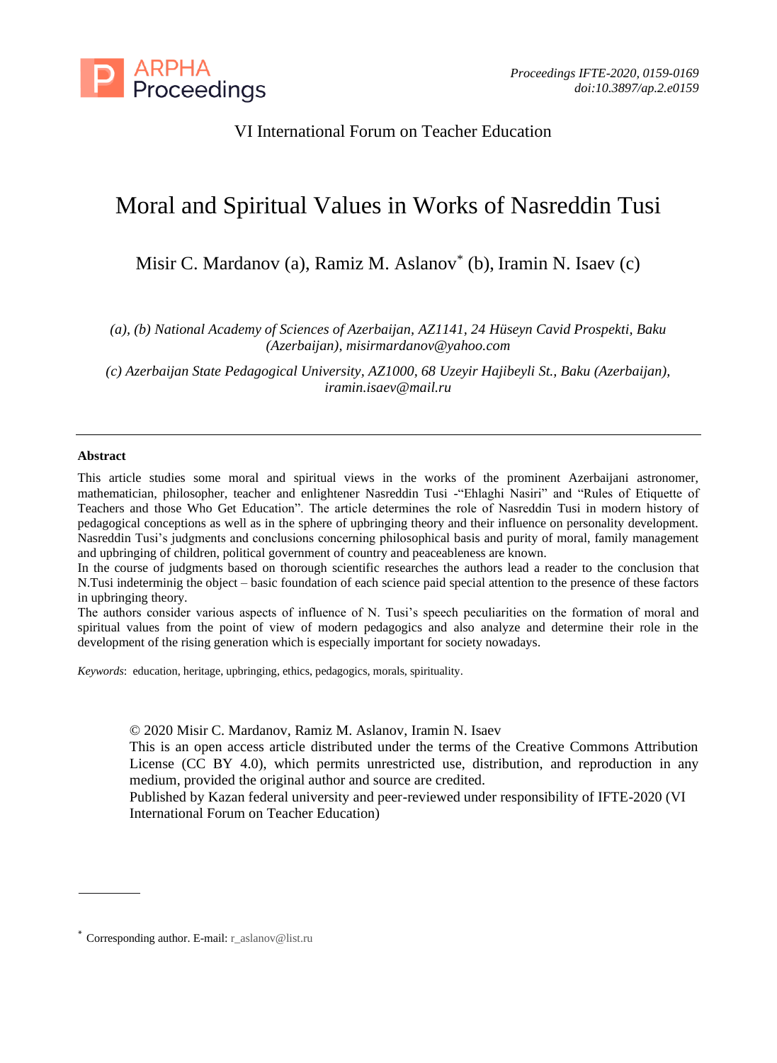VI International Forum on Teacher Education

# Moral and Spiritual Values in Works of Nasreddin Tusi

Misir C. Mardanov (a), Ramiz M. Aslanov* (b), Iramin N. Isaev (c)

*(a), (b) National Academy of Sciences of Azerbaijan, AZ1141, 24 Hüseyn Cavid Prospekti, Baku (Azerbaijan), misirmardanov@yahoo.com*

*(c) Azerbaijan State Pedagogical University, AZ1000, 68 Uzeyir Hajibeyli St., Baku (Azerbaijan), iramin.isaev@mail.ru*

---

**Abstract**

This article studies some moral and spiritual views in the works of the prominent Azerbaijani astronomer, mathematician, philosopher, teacher and enlightener Nasreddin Tusi -"Ehlaghi Nasiri" and "Rules of Etiquette of Teachers and those Who Get Education". The article determines the role of Nasreddin Tusi in modern history of pedagogical conceptions as well as in the sphere of upbringing theory and their influence on personality development. Nasreddin Tusi's judgments and conclusions concerning philosophical basis and purity of moral, family management and upbringing of children, political government of country and peaceableness are known.

In the course of judgments based on thorough scientific researches the authors lead a reader to the conclusion that N.Tusi indeterminig the object – basic foundation of each science paid special attention to the presence of these factors in upbringing theory.

The authors consider various aspects of influence of N. Tusi's speech peculiarities on the formation of moral and spiritual values from the point of view of modern pedagogics and also analyze and determine their role in the development of the rising generation which is especially important for society nowadays.

*Keywords*: education, heritage, upbringing, ethics, pedagogics, morals, spirituality.

© 2020 Misir C. Mardanov, Ramiz M. Aslanov, Iramin N. Isaev
This is an open access article distributed under the terms of the Creative Commons Attribution License (CC BY 4.0), which permits unrestricted use, distribution, and reproduction in any medium, provided the original author and source are credited.
Published by Kazan federal university and peer-reviewed under responsibility of IFTE-2020 (VI International Forum on Teacher Education)

---

* Corresponding author. E-mail: r_aslanov@list.ru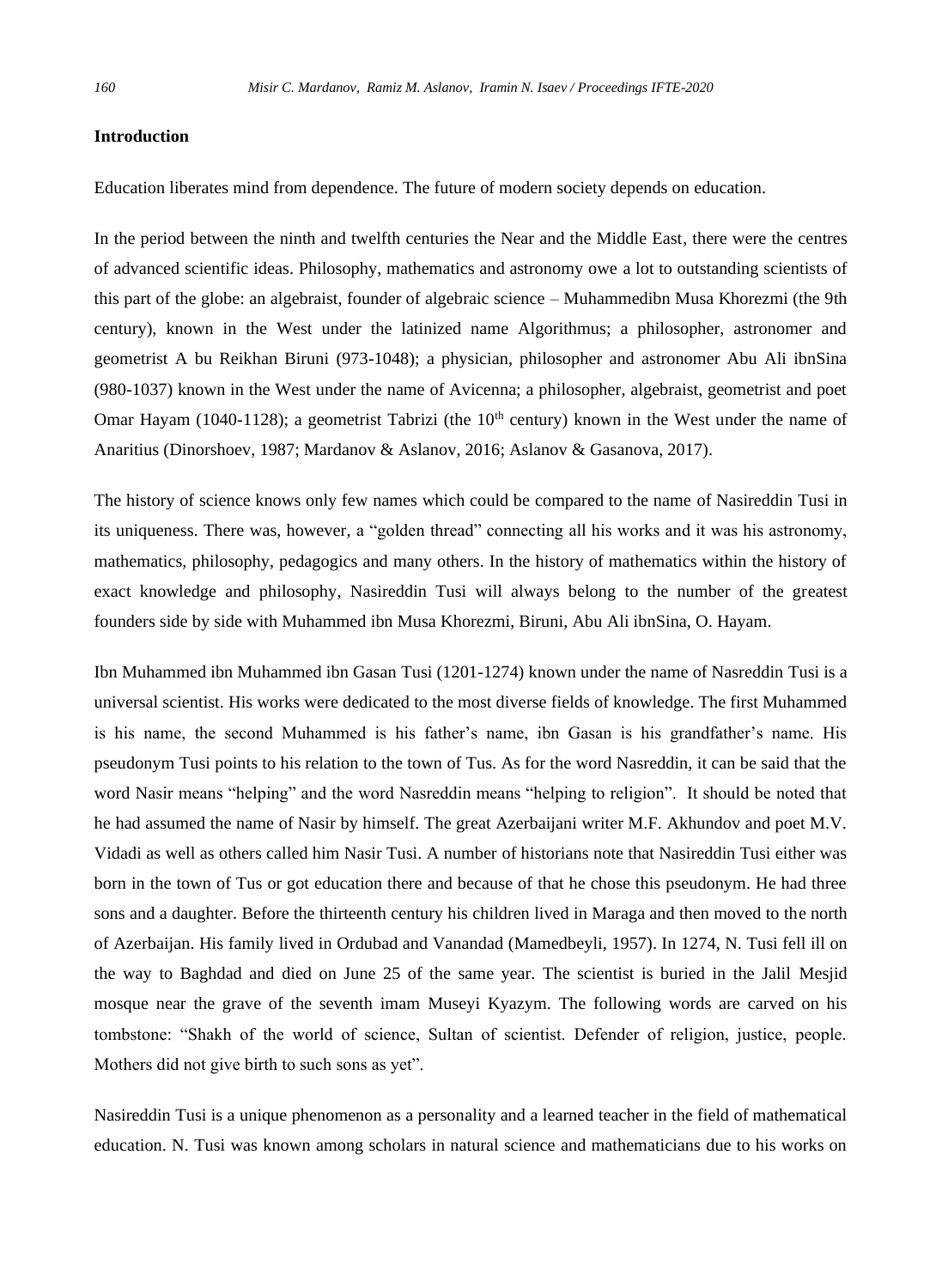### Introduction

Education liberates mind from dependence. The future of modern society depends on education.

In the period between the ninth and twelfth centuries the Near and the Middle East, there were the centres of advanced scientific ideas. Philosophy, mathematics and astronomy owe a lot to outstanding scientists of this part of the globe: an algebraist, founder of algebraic science – Muhammedibn Musa Khorezmi (the 9th century), known in the West under the latinized name Algorithmus; a philosopher, astronomer and geometrist A bu Reikhan Biruni (973-1048); a physician, philosopher and astronomer Abu Ali ibnSina (980-1037) known in the West under the name of Avicenna; a philosopher, algebraist, geometrist and poet Omar Hayam (1040-1128); a geometrist Tabrizi (the 10th century) known in the West under the name of Anaritius (Dinorshoev, 1987; Mardanov & Aslanov, 2016; Aslanov & Gasanova, 2017).

The history of science knows only few names which could be compared to the name of Nasireddin Tusi in its uniqueness. There was, however, a "golden thread" connecting all his works and it was his astronomy, mathematics, philosophy, pedagogics and many others. In the history of mathematics within the history of exact knowledge and philosophy, Nasireddin Tusi will always belong to the number of the greatest founders side by side with Muhammed ibn Musa Khorezmi, Biruni, Abu Ali ibnSina, O. Hayam.

Ibn Muhammed ibn Muhammed ibn Gasan Tusi (1201-1274) known under the name of Nasreddin Tusi is a universal scientist. His works were dedicated to the most diverse fields of knowledge. The first Muhammed is his name, the second Muhammed is his father's name, ibn Gasan is his grandfather's name. His pseudonym Tusi points to his relation to the town of Tus. As for the word Nasreddin, it can be said that the word Nasir means "helping" and the word Nasreddin means "helping to religion". It should be noted that he had assumed the name of Nasir by himself. The great Azerbaijani writer M.F. Akhundov and poet M.V. Vidadi as well as others called him Nasir Tusi. A number of historians note that Nasireddin Tusi either was born in the town of Tus or got education there and because of that he chose this pseudonym. He had three sons and a daughter. Before the thirteenth century his children lived in Maraga and then moved to the north of Azerbaijan. His family lived in Ordubad and Vanandad (Mamedbeyli, 1957). In 1274, N. Tusi fell ill on the way to Baghdad and died on June 25 of the same year. The scientist is buried in the Jalil Mesjid mosque near the grave of the seventh imam Museyi Kyazym. The following words are carved on his tombstone: "Shakh of the world of science, Sultan of scientist. Defender of religion, justice, people. Mothers did not give birth to such sons as yet".

Nasireddin Tusi is a unique phenomenon as a personality and a learned teacher in the field of mathematical education. N. Tusi was known among scholars in natural science and mathematicians due to his works on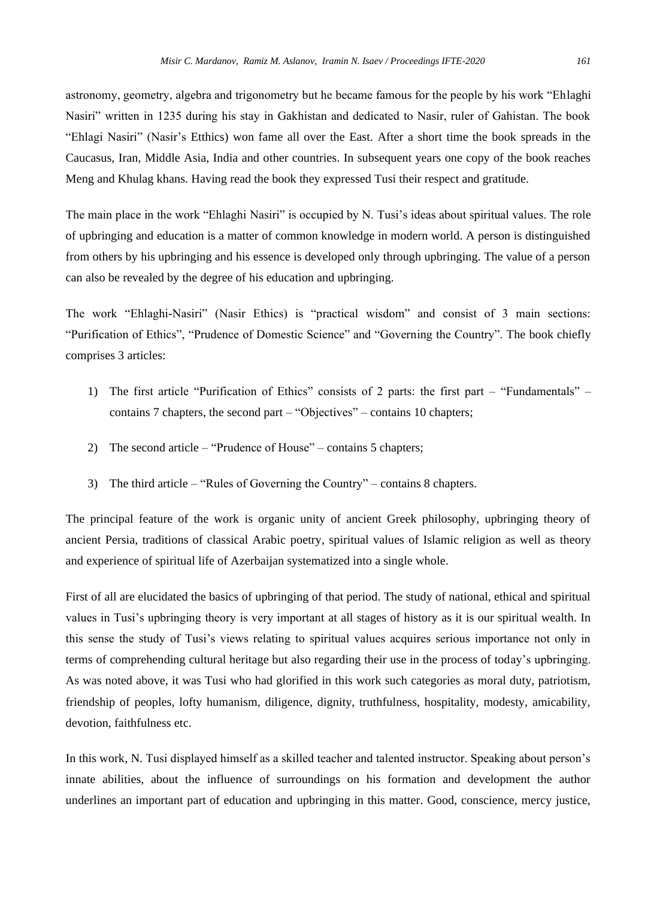astronomy, geometry, algebra and trigonometry but he became famous for the people by his work "Ehlaghi Nasiri" written in 1235 during his stay in Gakhistan and dedicated to Nasir, ruler of Gahistan. The book "Ehlagi Nasiri" (Nasir's Etthics) won fame all over the East. After a short time the book spreads in the Caucasus, Iran, Middle Asia, India and other countries. In subsequent years one copy of the book reaches Meng and Khulag khans. Having read the book they expressed Tusi their respect and gratitude.

The main place in the work "Ehlaghi Nasiri" is occupied by N. Tusi's ideas about spiritual values. The role of upbringing and education is a matter of common knowledge in modern world. A person is distinguished from others by his upbringing and his essence is developed only through upbringing. The value of a person can also be revealed by the degree of his education and upbringing.

The work "Ehlaghi-Nasiri" (Nasir Ethics) is "practical wisdom" and consist of 3 main sections: "Purification of Ethics", "Prudence of Domestic Science" and "Governing the Country". The book chiefly comprises 3 articles:

1) The first article "Purification of Ethics" consists of 2 parts: the first part – "Fundamentals" – contains 7 chapters, the second part – "Objectives" – contains 10 chapters;
2) The second article – "Prudence of House" – contains 5 chapters;
3) The third article – "Rules of Governing the Country" – contains 8 chapters.

The principal feature of the work is organic unity of ancient Greek philosophy, upbringing theory of ancient Persia, traditions of classical Arabic poetry, spiritual values of Islamic religion as well as theory and experience of spiritual life of Azerbaijan systematized into a single whole.

First of all are elucidated the basics of upbringing of that period. The study of national, ethical and spiritual values in Tusi's upbringing theory is very important at all stages of history as it is our spiritual wealth. In this sense the study of Tusi's views relating to spiritual values acquires serious importance not only in terms of comprehending cultural heritage but also regarding their use in the process of today's upbringing. As was noted above, it was Tusi who had glorified in this work such categories as moral duty, patriotism, friendship of peoples, lofty humanism, diligence, dignity, truthfulness, hospitality, modesty, amicability, devotion, faithfulness etc.

In this work, N. Tusi displayed himself as a skilled teacher and talented instructor. Speaking about person's innate abilities, about the influence of surroundings on his formation and development the author underlines an important part of education and upbringing in this matter. Good, conscience, mercy justice,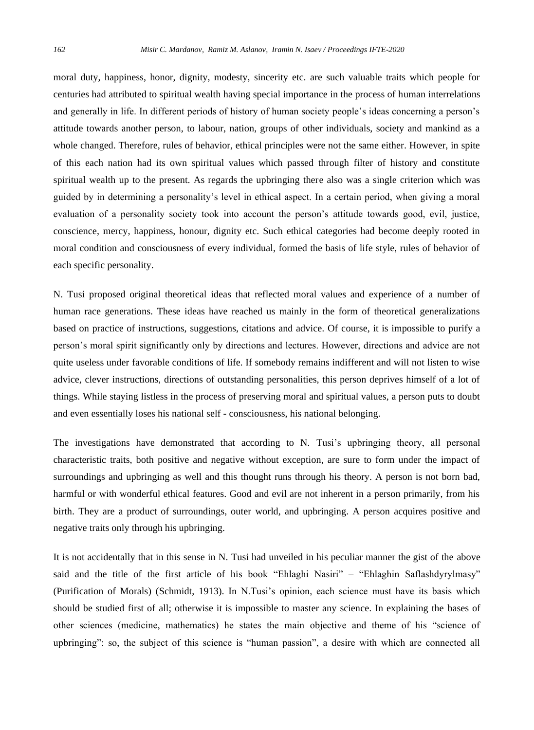moral duty, happiness, honor, dignity, modesty, sincerity etc. are such valuable traits which people for centuries had attributed to spiritual wealth having special importance in the process of human interrelations and generally in life. In different periods of history of human society people's ideas concerning a person's attitude towards another person, to labour, nation, groups of other individuals, society and mankind as a whole changed. Therefore, rules of behavior, ethical principles were not the same either. However, in spite of this each nation had its own spiritual values which passed through filter of history and constitute spiritual wealth up to the present. As regards the upbringing there also was a single criterion which was guided by in determining a personality's level in ethical aspect. In a certain period, when giving a moral evaluation of a personality society took into account the person's attitude towards good, evil, justice, conscience, mercy, happiness, honour, dignity etc. Such ethical categories had become deeply rooted in moral condition and consciousness of every individual, formed the basis of life style, rules of behavior of each specific personality.

N. Tusi proposed original theoretical ideas that reflected moral values and experience of a number of human race generations. These ideas have reached us mainly in the form of theoretical generalizations based on practice of instructions, suggestions, citations and advice. Of course, it is impossible to purify a person's moral spirit significantly only by directions and lectures. However, directions and advice are not quite useless under favorable conditions of life. If somebody remains indifferent and will not listen to wise advice, clever instructions, directions of outstanding personalities, this person deprives himself of a lot of things. While staying listless in the process of preserving moral and spiritual values, a person puts to doubt and even essentially loses his national self - consciousness, his national belonging.

The investigations have demonstrated that according to N. Tusi's upbringing theory, all personal characteristic traits, both positive and negative without exception, are sure to form under the impact of surroundings and upbringing as well and this thought runs through his theory. A person is not born bad, harmful or with wonderful ethical features. Good and evil are not inherent in a person primarily, from his birth. They are a product of surroundings, outer world, and upbringing. A person acquires positive and negative traits only through his upbringing.

It is not accidentally that in this sense in N. Tusi had unveiled in his peculiar manner the gist of the above said and the title of the first article of his book "Ehlaghi Nasiri" – "Ehlaghin Saflashdyrylmasy" (Purification of Morals) (Schmidt, 1913). In N.Tusi's opinion, each science must have its basis which should be studied first of all; otherwise it is impossible to master any science. In explaining the bases of other sciences (medicine, mathematics) he states the main objective and theme of his "science of upbringing": so, the subject of this science is "human passion", a desire with which are connected all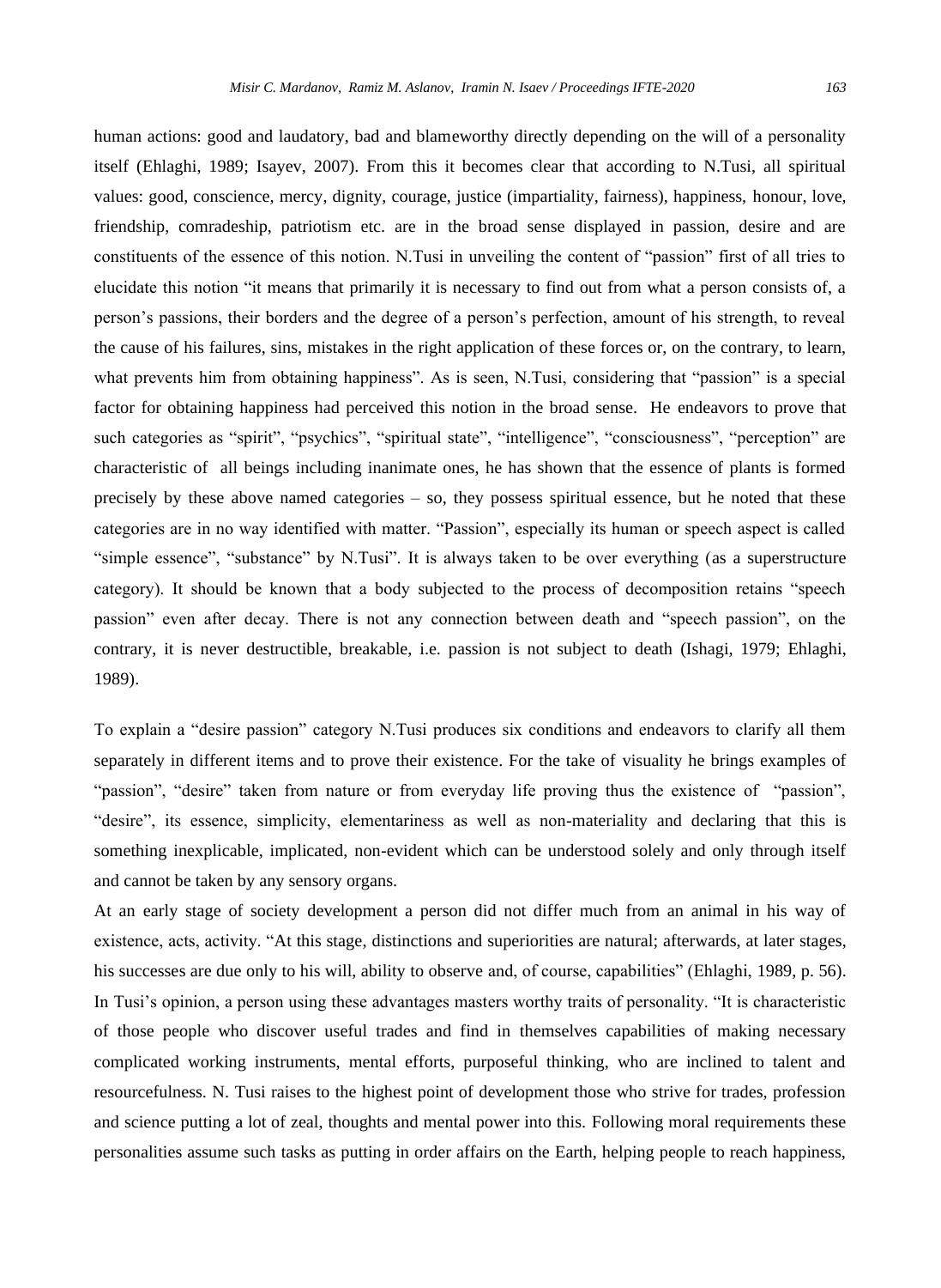human actions: good and laudatory, bad and blameworthy directly depending on the will of a personality itself (Ehlaghi, 1989; Isayev, 2007). From this it becomes clear that according to N.Tusi, all spiritual values: good, conscience, mercy, dignity, courage, justice (impartiality, fairness), happiness, honour, love, friendship, comradeship, patriotism etc. are in the broad sense displayed in passion, desire and are constituents of the essence of this notion. N.Tusi in unveiling the content of "passion" first of all tries to elucidate this notion "it means that primarily it is necessary to find out from what a person consists of, a person's passions, their borders and the degree of a person's perfection, amount of his strength, to reveal the cause of his failures, sins, mistakes in the right application of these forces or, on the contrary, to learn, what prevents him from obtaining happiness". As is seen, N.Tusi, considering that "passion" is a special factor for obtaining happiness had perceived this notion in the broad sense. He endeavors to prove that such categories as "spirit", "psychics", "spiritual state", "intelligence", "consciousness", "perception" are characteristic of all beings including inanimate ones, he has shown that the essence of plants is formed precisely by these above named categories – so, they possess spiritual essence, but he noted that these categories are in no way identified with matter. "Passion", especially its human or speech aspect is called "simple essence", "substance" by N.Tusi". It is always taken to be over everything (as a superstructure category). It should be known that a body subjected to the process of decomposition retains "speech passion" even after decay. There is not any connection between death and "speech passion", on the contrary, it is never destructible, breakable, i.e. passion is not subject to death (Ishagi, 1979; Ehlaghi, 1989).

To explain a "desire passion" category N.Tusi produces six conditions and endeavors to clarify all them separately in different items and to prove their existence. For the take of visuality he brings examples of "passion", "desire" taken from nature or from everyday life proving thus the existence of "passion", "desire", its essence, simplicity, elementariness as well as non-materiality and declaring that this is something inexplicable, implicated, non-evident which can be understood solely and only through itself and cannot be taken by any sensory organs.

At an early stage of society development a person did not differ much from an animal in his way of existence, acts, activity. "At this stage, distinctions and superiorities are natural; afterwards, at later stages, his successes are due only to his will, ability to observe and, of course, capabilities" (Ehlaghi, 1989, p. 56). In Tusi's opinion, a person using these advantages masters worthy traits of personality. "It is characteristic of those people who discover useful trades and find in themselves capabilities of making necessary complicated working instruments, mental efforts, purposeful thinking, who are inclined to talent and resourcefulness. N. Tusi raises to the highest point of development those who strive for trades, profession and science putting a lot of zeal, thoughts and mental power into this. Following moral requirements these personalities assume such tasks as putting in order affairs on the Earth, helping people to reach happiness,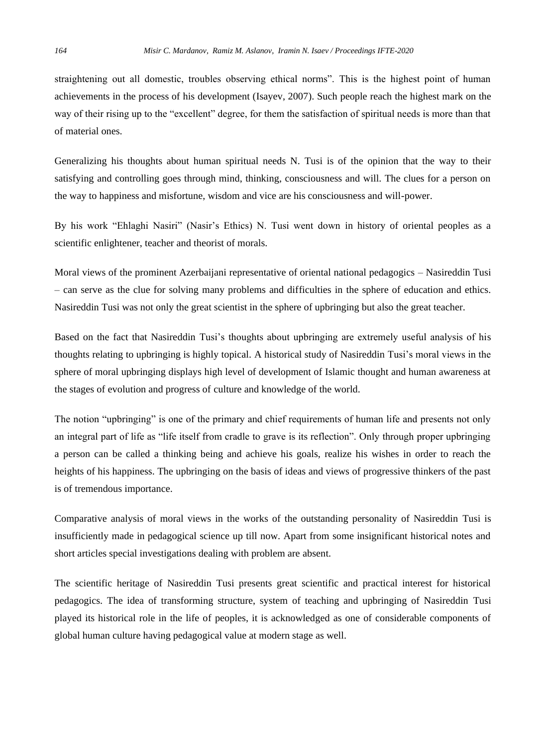straightening out all domestic, troubles observing ethical norms". This is the highest point of human achievements in the process of his development (Isayev, 2007). Such people reach the highest mark on the way of their rising up to the "excellent" degree, for them the satisfaction of spiritual needs is more than that of material ones.

Generalizing his thoughts about human spiritual needs N. Tusi is of the opinion that the way to their satisfying and controlling goes through mind, thinking, consciousness and will. The clues for a person on the way to happiness and misfortune, wisdom and vice are his consciousness and will-power.

By his work "Ehlaghi Nasiri" (Nasir's Ethics) N. Tusi went down in history of oriental peoples as a scientific enlightener, teacher and theorist of morals.

Moral views of the prominent Azerbaijani representative of oriental national pedagogics – Nasireddin Tusi – can serve as the clue for solving many problems and difficulties in the sphere of education and ethics. Nasireddin Tusi was not only the great scientist in the sphere of upbringing but also the great teacher.

Based on the fact that Nasireddin Tusi's thoughts about upbringing are extremely useful analysis of his thoughts relating to upbringing is highly topical. A historical study of Nasireddin Tusi's moral views in the sphere of moral upbringing displays high level of development of Islamic thought and human awareness at the stages of evolution and progress of culture and knowledge of the world.

The notion "upbringing" is one of the primary and chief requirements of human life and presents not only an integral part of life as "life itself from cradle to grave is its reflection". Only through proper upbringing a person can be called a thinking being and achieve his goals, realize his wishes in order to reach the heights of his happiness. The upbringing on the basis of ideas and views of progressive thinkers of the past is of tremendous importance.

Comparative analysis of moral views in the works of the outstanding personality of Nasireddin Tusi is insufficiently made in pedagogical science up till now. Apart from some insignificant historical notes and short articles special investigations dealing with problem are absent.

The scientific heritage of Nasireddin Tusi presents great scientific and practical interest for historical pedagogics. The idea of transforming structure, system of teaching and upbringing of Nasireddin Tusi played its historical role in the life of peoples, it is acknowledged as one of considerable components of global human culture having pedagogical value at modern stage as well.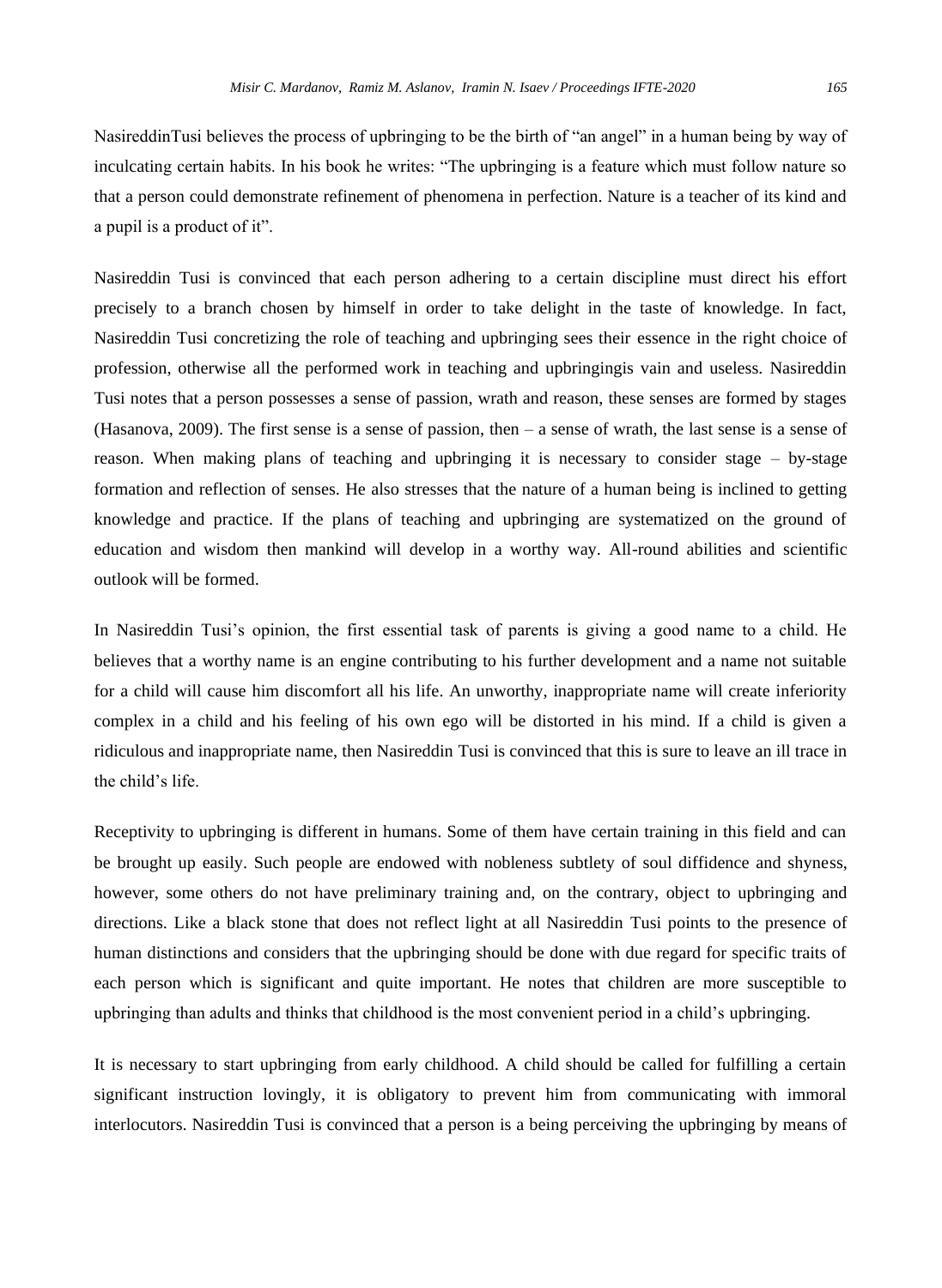NasireddinTusi believes the process of upbringing to be the birth of "an angel" in a human being by way of inculcating certain habits. In his book he writes: "The upbringing is a feature which must follow nature so that a person could demonstrate refinement of phenomena in perfection. Nature is a teacher of its kind and a pupil is a product of it".

Nasireddin Tusi is convinced that each person adhering to a certain discipline must direct his effort precisely to a branch chosen by himself in order to take delight in the taste of knowledge. In fact, Nasireddin Tusi concretizing the role of teaching and upbringing sees their essence in the right choice of profession, otherwise all the performed work in teaching and upbringingis vain and useless. Nasireddin Tusi notes that a person possesses a sense of passion, wrath and reason, these senses are formed by stages (Hasanova, 2009). The first sense is a sense of passion, then – a sense of wrath, the last sense is a sense of reason. When making plans of teaching and upbringing it is necessary to consider stage – by-stage formation and reflection of senses. He also stresses that the nature of a human being is inclined to getting knowledge and practice. If the plans of teaching and upbringing are systematized on the ground of education and wisdom then mankind will develop in a worthy way. All-round abilities and scientific outlook will be formed.

In Nasireddin Tusi's opinion, the first essential task of parents is giving a good name to a child. He believes that a worthy name is an engine contributing to his further development and a name not suitable for a child will cause him discomfort all his life. An unworthy, inappropriate name will create inferiority complex in a child and his feeling of his own ego will be distorted in his mind. If a child is given a ridiculous and inappropriate name, then Nasireddin Tusi is convinced that this is sure to leave an ill trace in the child's life.

Receptivity to upbringing is different in humans. Some of them have certain training in this field and can be brought up easily. Such people are endowed with nobleness subtlety of soul diffidence and shyness, however, some others do not have preliminary training and, on the contrary, object to upbringing and directions. Like a black stone that does not reflect light at all Nasireddin Tusi points to the presence of human distinctions and considers that the upbringing should be done with due regard for specific traits of each person which is significant and quite important. He notes that children are more susceptible to upbringing than adults and thinks that childhood is the most convenient period in a child's upbringing.

It is necessary to start upbringing from early childhood. A child should be called for fulfilling a certain significant instruction lovingly, it is obligatory to prevent him from communicating with immoral interlocutors. Nasireddin Tusi is convinced that a person is a being perceiving the upbringing by means of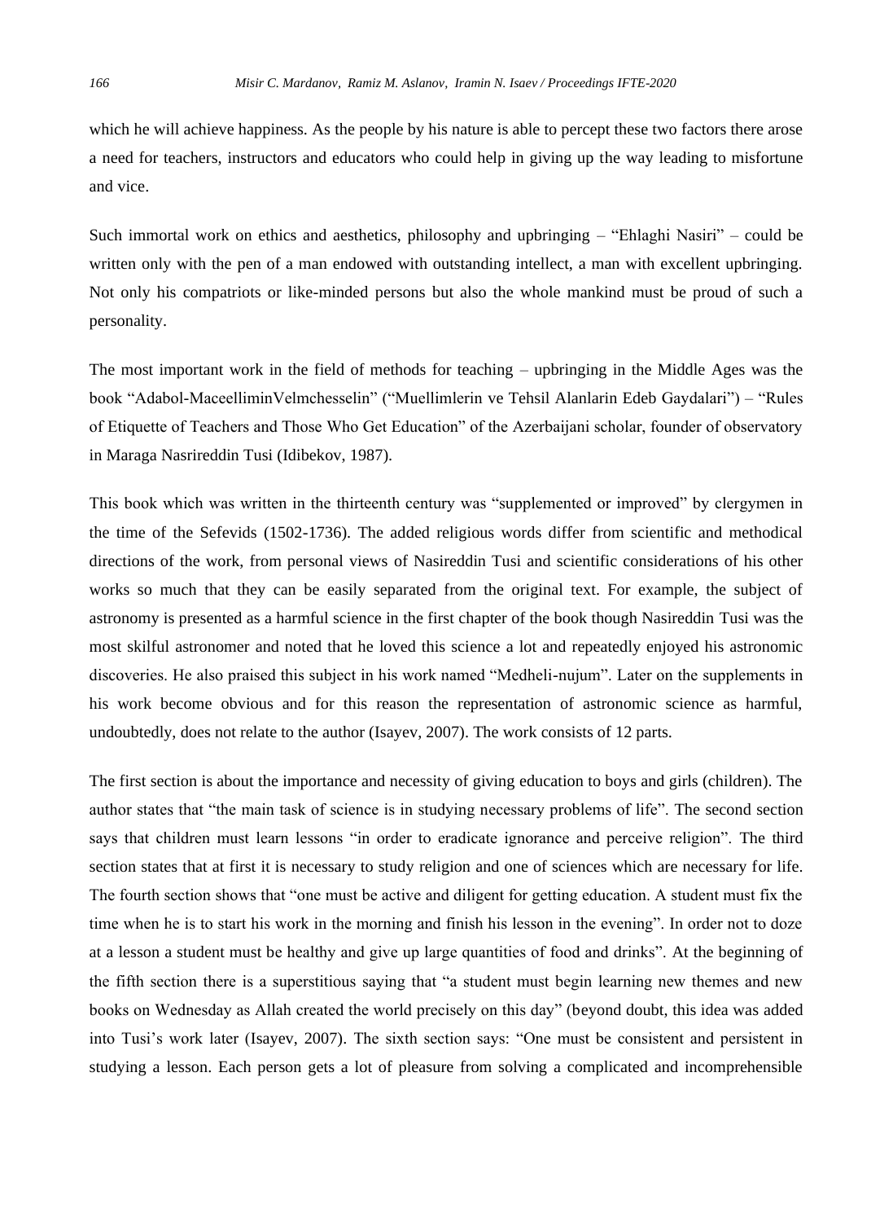which he will achieve happiness. As the people by his nature is able to percept these two factors there arose a need for teachers, instructors and educators who could help in giving up the way leading to misfortune and vice.

Such immortal work on ethics and aesthetics, philosophy and upbringing – "Ehlaghi Nasiri" – could be written only with the pen of a man endowed with outstanding intellect, a man with excellent upbringing. Not only his compatriots or like-minded persons but also the whole mankind must be proud of such a personality.

The most important work in the field of methods for teaching – upbringing in the Middle Ages was the book "Adabol-MaceelliminVelmchesselin" ("Muellimlerin ve Tehsil Alanlarin Edeb Gaydalari") – "Rules of Etiquette of Teachers and Those Who Get Education" of the Azerbaijani scholar, founder of observatory in Maraga Nasrireddin Tusi (Idibekov, 1987).

This book which was written in the thirteenth century was "supplemented or improved" by clergymen in the time of the Sefevids (1502-1736). The added religious words differ from scientific and methodical directions of the work, from personal views of Nasireddin Tusi and scientific considerations of his other works so much that they can be easily separated from the original text. For example, the subject of astronomy is presented as a harmful science in the first chapter of the book though Nasireddin Tusi was the most skilful astronomer and noted that he loved this science a lot and repeatedly enjoyed his astronomic discoveries. He also praised this subject in his work named "Medheli-nujum". Later on the supplements in his work become obvious and for this reason the representation of astronomic science as harmful, undoubtedly, does not relate to the author (Isayev, 2007). The work consists of 12 parts.

The first section is about the importance and necessity of giving education to boys and girls (children). The author states that "the main task of science is in studying necessary problems of life". The second section says that children must learn lessons "in order to eradicate ignorance and perceive religion". The third section states that at first it is necessary to study religion and one of sciences which are necessary for life. The fourth section shows that "one must be active and diligent for getting education. A student must fix the time when he is to start his work in the morning and finish his lesson in the evening". In order not to doze at a lesson a student must be healthy and give up large quantities of food and drinks". At the beginning of the fifth section there is a superstitious saying that "a student must begin learning new themes and new books on Wednesday as Allah created the world precisely on this day" (beyond doubt, this idea was added into Tusi's work later (Isayev, 2007). The sixth section says: "One must be consistent and persistent in studying a lesson. Each person gets a lot of pleasure from solving a complicated and incomprehensible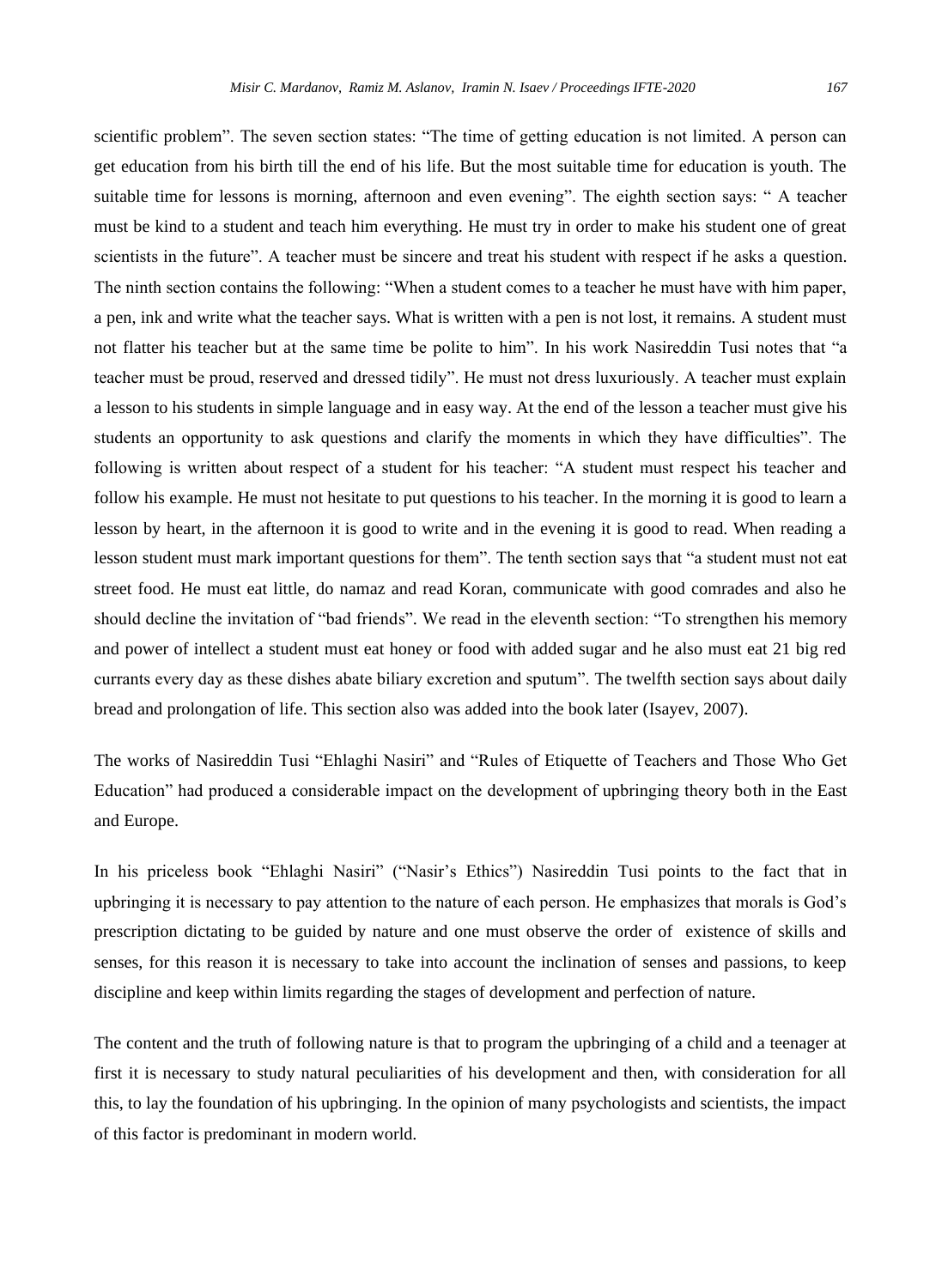scientific problem". The seven section states: "The time of getting education is not limited. A person can get education from his birth till the end of his life. But the most suitable time for education is youth. The suitable time for lessons is morning, afternoon and even evening". The eighth section says: " A teacher must be kind to a student and teach him everything. He must try in order to make his student one of great scientists in the future". A teacher must be sincere and treat his student with respect if he asks a question. The ninth section contains the following: "When a student comes to a teacher he must have with him paper, a pen, ink and write what the teacher says. What is written with a pen is not lost, it remains. A student must not flatter his teacher but at the same time be polite to him". In his work Nasireddin Tusi notes that "a teacher must be proud, reserved and dressed tidily". He must not dress luxuriously. A teacher must explain a lesson to his students in simple language and in easy way. At the end of the lesson a teacher must give his students an opportunity to ask questions and clarify the moments in which they have difficulties". The following is written about respect of a student for his teacher: "A student must respect his teacher and follow his example. He must not hesitate to put questions to his teacher. In the morning it is good to learn a lesson by heart, in the afternoon it is good to write and in the evening it is good to read. When reading a lesson student must mark important questions for them". The tenth section says that "a student must not eat street food. He must eat little, do namaz and read Koran, communicate with good comrades and also he should decline the invitation of "bad friends". We read in the eleventh section: "To strengthen his memory and power of intellect a student must eat honey or food with added sugar and he also must eat 21 big red currants every day as these dishes abate biliary excretion and sputum". The twelfth section says about daily bread and prolongation of life. This section also was added into the book later (Isayev, 2007).

The works of Nasireddin Tusi "Ehlaghi Nasiri" and "Rules of Etiquette of Teachers and Those Who Get Education" had produced a considerable impact on the development of upbringing theory both in the East and Europe.

In his priceless book "Ehlaghi Nasiri" ("Nasir's Ethics") Nasireddin Tusi points to the fact that in upbringing it is necessary to pay attention to the nature of each person. He emphasizes that morals is God's prescription dictating to be guided by nature and one must observe the order of existence of skills and senses, for this reason it is necessary to take into account the inclination of senses and passions, to keep discipline and keep within limits regarding the stages of development and perfection of nature.

The content and the truth of following nature is that to program the upbringing of a child and a teenager at first it is necessary to study natural peculiarities of his development and then, with consideration for all this, to lay the foundation of his upbringing. In the opinion of many psychologists and scientists, the impact of this factor is predominant in modern world.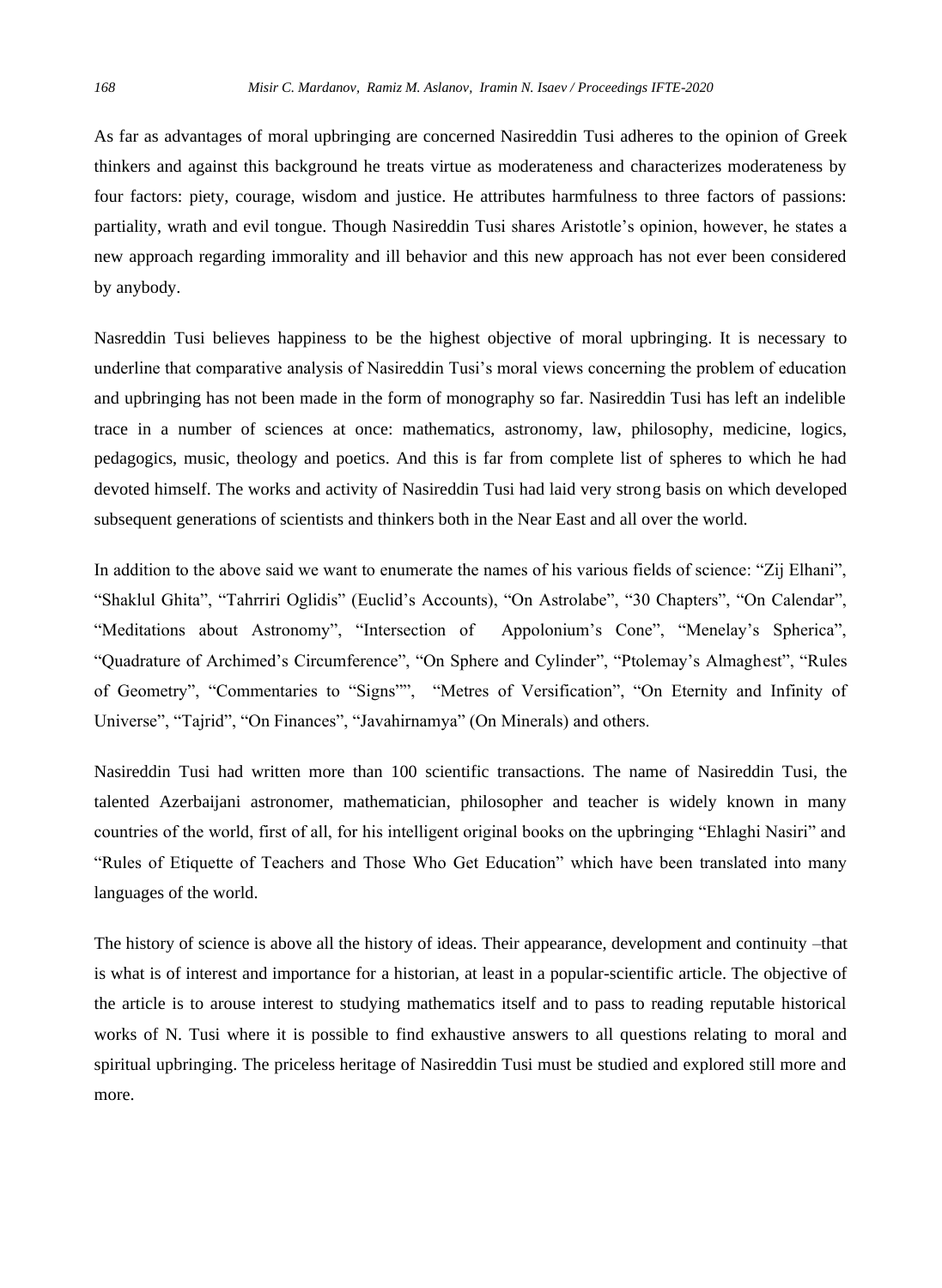As far as advantages of moral upbringing are concerned Nasireddin Tusi adheres to the opinion of Greek thinkers and against this background he treats virtue as moderateness and characterizes moderateness by four factors: piety, courage, wisdom and justice. He attributes harmfulness to three factors of passions: partiality, wrath and evil tongue. Though Nasireddin Tusi shares Aristotle's opinion, however, he states a new approach regarding immorality and ill behavior and this new approach has not ever been considered by anybody.

Nasreddin Tusi believes happiness to be the highest objective of moral upbringing. It is necessary to underline that comparative analysis of Nasireddin Tusi's moral views concerning the problem of education and upbringing has not been made in the form of monography so far. Nasireddin Tusi has left an indelible trace in a number of sciences at once: mathematics, astronomy, law, philosophy, medicine, logics, pedagogics, music, theology and poetics. And this is far from complete list of spheres to which he had devoted himself. The works and activity of Nasireddin Tusi had laid very strong basis on which developed subsequent generations of scientists and thinkers both in the Near East and all over the world.

In addition to the above said we want to enumerate the names of his various fields of science: "Zij Elhani", "Shaklul Ghita", "Tahrriri Oglidis" (Euclid's Accounts), "On Astrolabe", "30 Chapters", "On Calendar", "Meditations about Astronomy", "Intersection of Appolonium's Cone", "Menelay's Spherica", "Quadrature of Archimed's Circumference", "On Sphere and Cylinder", "Ptolemay's Almaghest", "Rules of Geometry", "Commentaries to "Signs"", "Metres of Versification", "On Eternity and Infinity of Universe", "Tajrid", "On Finances", "Javahirnamya" (On Minerals) and others.

Nasireddin Tusi had written more than 100 scientific transactions. The name of Nasireddin Tusi, the talented Azerbaijani astronomer, mathematician, philosopher and teacher is widely known in many countries of the world, first of all, for his intelligent original books on the upbringing "Ehlaghi Nasiri" and "Rules of Etiquette of Teachers and Those Who Get Education" which have been translated into many languages of the world.

The history of science is above all the history of ideas. Their appearance, development and continuity –that is what is of interest and importance for a historian, at least in a popular-scientific article. The objective of the article is to arouse interest to studying mathematics itself and to pass to reading reputable historical works of N. Tusi where it is possible to find exhaustive answers to all questions relating to moral and spiritual upbringing. The priceless heritage of Nasireddin Tusi must be studied and explored still more and more.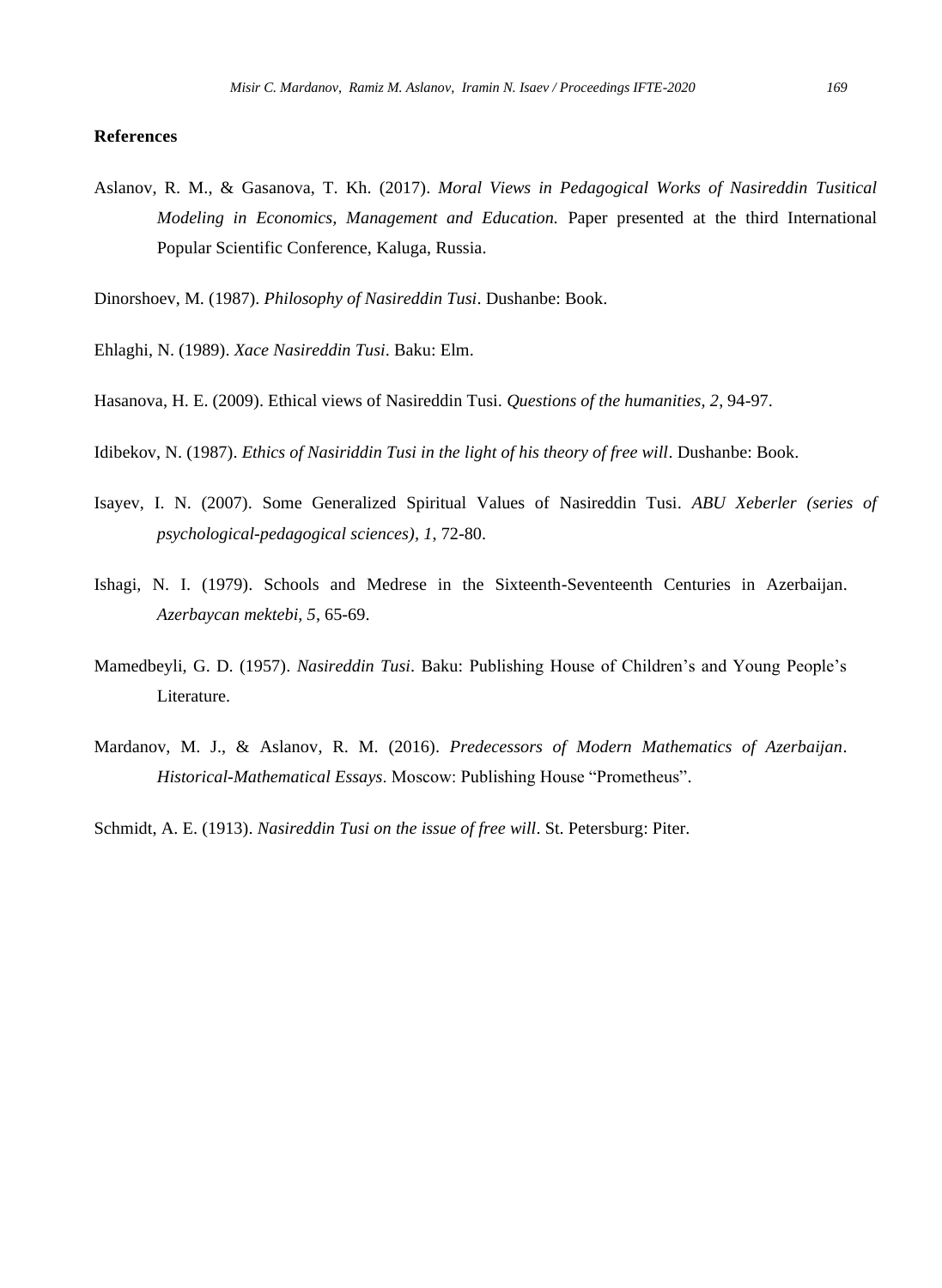## References

Aslanov, R. M., & Gasanova, T. Kh. (2017). *Moral Views in Pedagogical Works of Nasireddin Tusitical Modeling in Economics, Management and Education.* Paper presented at the third International Popular Scientific Conference, Kaluga, Russia.

Dinorshoev, M. (1987). *Philosophy of Nasireddin Tusi*. Dushanbe: Book.

Ehlaghi, N. (1989). *Xace Nasireddin Tusi*. Baku: Elm.

Hasanova, H. E. (2009). Ethical views of Nasireddin Tusi. *Questions of the humanities, 2*, 94-97.

Idibekov, N. (1987). *Ethics of Nasiriddin Tusi in the light of his theory of free will*. Dushanbe: Book.

Isayev, I. N. (2007). Some Generalized Spiritual Values of Nasireddin Tusi. *ABU Xeberler (series of psychological-pedagogical sciences), 1*, 72-80.

Ishagi, N. I. (1979). Schools and Medrese in the Sixteenth-Seventeenth Centuries in Azerbaijan. *Azerbaycan mektebi, 5*, 65-69.

Mamedbeyli, G. D. (1957). *Nasireddin Tusi*. Baku: Publishing House of Children's and Young People's Literature.

Mardanov, M. J., & Aslanov, R. M. (2016). *Predecessors of Modern Mathematics of Azerbaijan*. *Historical-Mathematical Essays*. Moscow: Publishing House "Prometheus".

Schmidt, A. E. (1913). *Nasireddin Tusi on the issue of free will*. St. Petersburg: Piter.